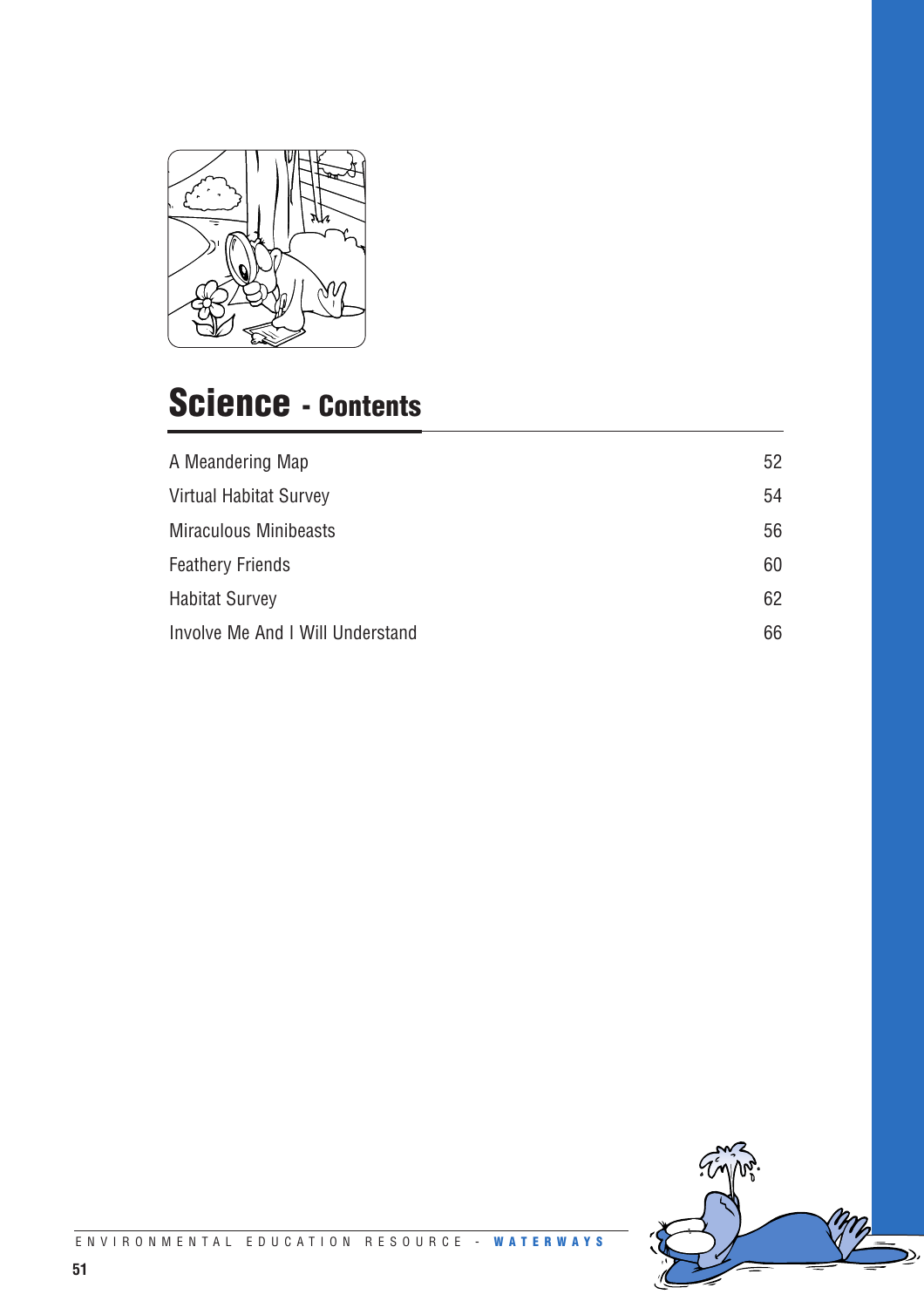# Science - Contents

| | |
|---|---|
| A Meandering Map | 52 |
| Virtual Habitat Survey | 54 |
| Miraculous Minibeasts | 56 |
| Feathery Friends | 60 |
| Habitat Survey | 62 |
| Involve Me And I Will Understand | 66 |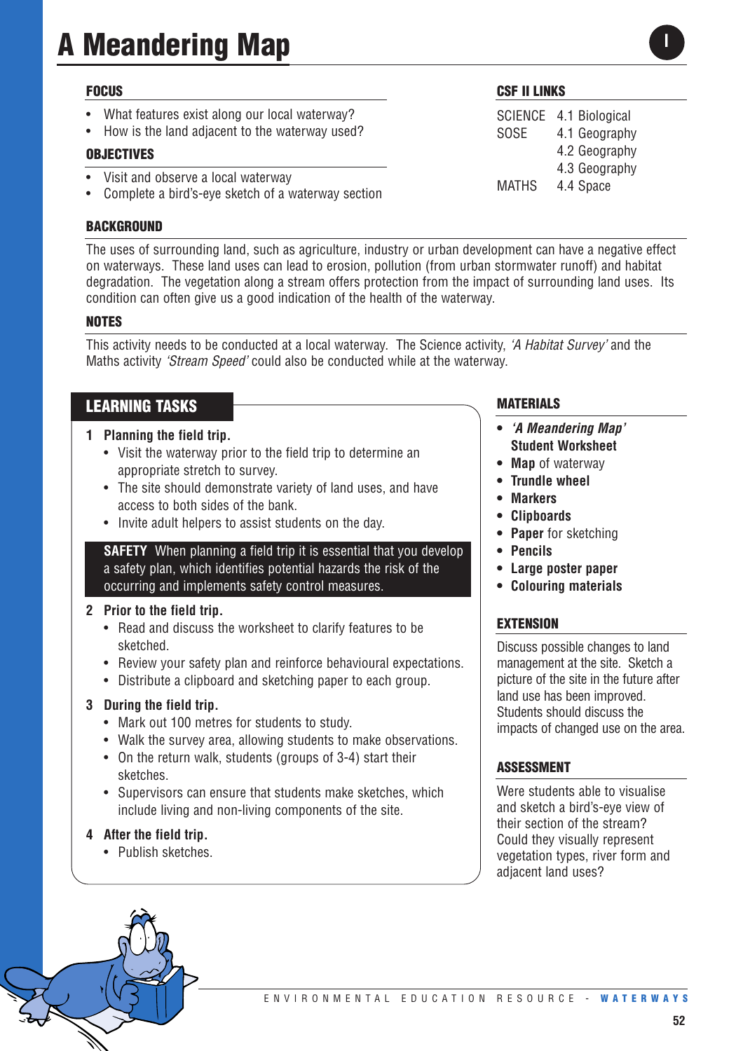# A Meandering Map

I

### FOCUS

- What features exist along our local waterway?
- How is the land adjacent to the waterway used?

### OBJECTIVES

- Visit and observe a local waterway
- Complete a bird's-eye sketch of a waterway section

### CSF II LINKS

| | |
|---|---|
| SCIENCE | 4.1 Biological |
| SOSE | 4.1 Geography |
| | 4.2 Geography |
| | 4.3 Geography |
| MATHS | 4.4 Space |

### BACKGROUND

The uses of surrounding land, such as agriculture, industry or urban development can have a negative effect on waterways. These land uses can lead to erosion, pollution (from urban stormwater runoff) and habitat degradation. The vegetation along a stream offers protection from the impact of surrounding land uses. Its condition can often give us a good indication of the health of the waterway.

### NOTES

This activity needs to be conducted at a local waterway. The Science activity, *'A Habitat Survey'* and the Maths activity *'Stream Speed'* could also be conducted while at the waterway.

## LEARNING TASKS

**1 Planning the field trip.**

- Visit the waterway prior to the field trip to determine an appropriate stretch to survey.
- The site should demonstrate variety of land uses, and have access to both sides of the bank.
- Invite adult helpers to assist students on the day.

**SAFETY** When planning a field trip it is essential that you develop a safety plan, which identifies potential hazards the risk of the occurring and implements safety control measures.

**2 Prior to the field trip.**

- Read and discuss the worksheet to clarify features to be sketched.
- Review your safety plan and reinforce behavioural expectations.
- Distribute a clipboard and sketching paper to each group.

**3 During the field trip.**

- Mark out 100 metres for students to study.
- Walk the survey area, allowing students to make observations.
- On the return walk, students (groups of 3-4) start their sketches.
- Supervisors can ensure that students make sketches, which include living and non-living components of the site.

**4 After the field trip.**

- Publish sketches.

### MATERIALS

- ***'A Meandering Map'* Student Worksheet**
- **Map** of waterway
- **Trundle wheel**
- **Markers**
- **Clipboards**
- **Paper** for sketching
- **Pencils**
- **Large poster paper**
- **Colouring materials**

### EXTENSION

Discuss possible changes to land management at the site. Sketch a picture of the site in the future after land use has been improved. Students should discuss the impacts of changed use on the area.

### ASSESSMENT

Were students able to visualise and sketch a bird's-eye view of their section of the stream? Could they visually represent vegetation types, river form and adjacent land uses?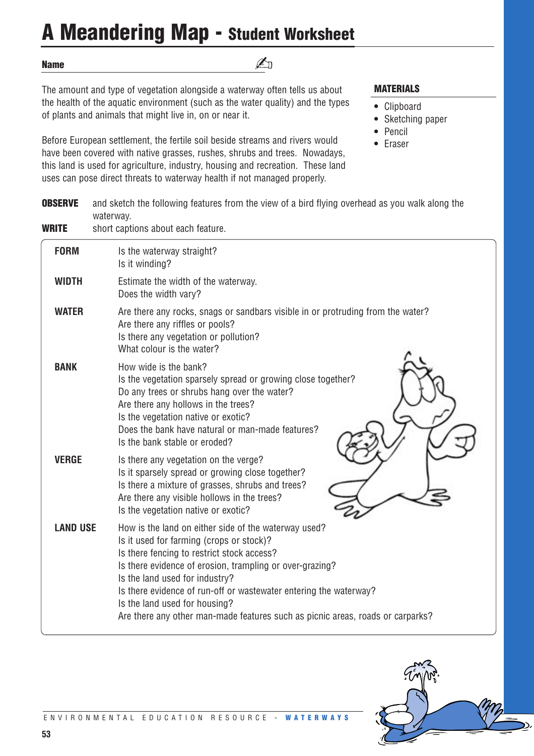# A Meandering Map - Student Worksheet

**Name** ______________________________

The amount and type of vegetation alongside a waterway often tells us about the health of the aquatic environment (such as the water quality) and the types of plants and animals that might live in, on or near it.

Before European settlement, the fertile soil beside streams and rivers would have been covered with native grasses, rushes, shrubs and trees. Nowadays, this land is used for agriculture, industry, housing and recreation. These land uses can pose direct threats to waterway health if not managed properly.

## MATERIALS

- Clipboard
- Sketching paper
- Pencil
- Eraser

**OBSERVE** and sketch the following features from the view of a bird flying overhead as you walk along the waterway.

**WRITE** short captions about each feature.

**FORM**
Is the waterway straight?
Is it winding?

**WIDTH**
Estimate the width of the waterway.
Does the width vary?

**WATER**
Are there any rocks, snags or sandbars visible in or protruding from the water?
Are there any riffles or pools?
Is there any vegetation or pollution?
What colour is the water?

**BANK**
How wide is the bank?
Is the vegetation sparsely spread or growing close together?
Do any trees or shrubs hang over the water?
Are there any hollows in the trees?
Is the vegetation native or exotic?
Does the bank have natural or man-made features?
Is the bank stable or eroded?

**VERGE**
Is there any vegetation on the verge?
Is it sparsely spread or growing close together?
Is there a mixture of grasses, shrubs and trees?
Are there any visible hollows in the trees?
Is the vegetation native or exotic?

**LAND USE**
How is the land on either side of the waterway used?
Is it used for farming (crops or stock)?
Is there fencing to restrict stock access?
Is there evidence of erosion, trampling or over-grazing?
Is the land used for industry?
Is there evidence of run-off or wastewater entering the waterway?
Is the land used for housing?
Are there any other man-made features such as picnic areas, roads or carparks?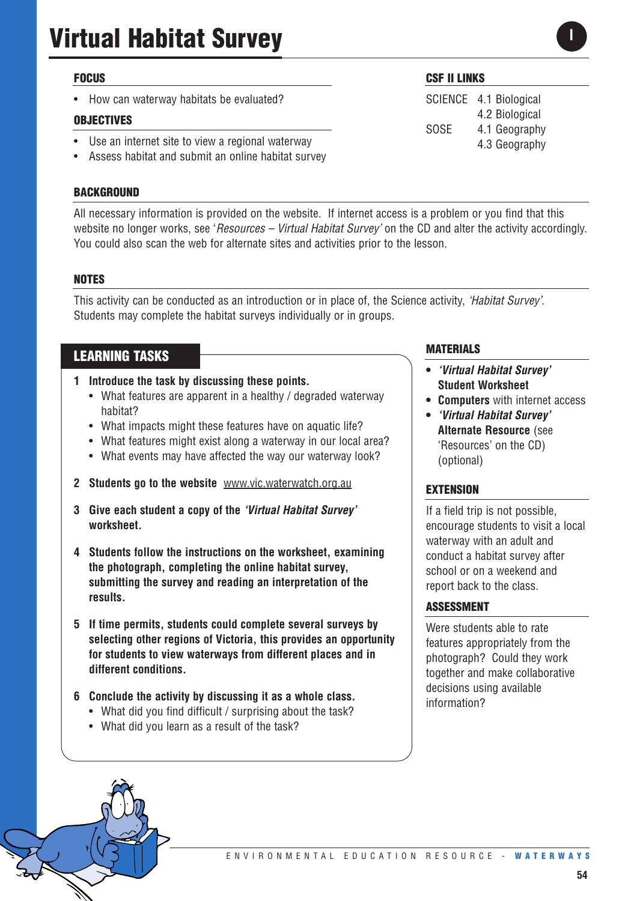# Virtual Habitat Survey

I

## FOCUS

- How can waterway habitats be evaluated?

## OBJECTIVES

- Use an internet site to view a regional waterway
- Assess habitat and submit an online habitat survey

## CSF II LINKS

| | |
|---|---|
| SCIENCE | 4.1 Biological |
| | 4.2 Biological |
| SOSE | 4.1 Geography |
| | 4.3 Geography |

## BACKGROUND

All necessary information is provided on the website. If internet access is a problem or you find that this website no longer works, see '*Resources – Virtual Habitat Survey'* on the CD and alter the activity accordingly. You could also scan the web for alternate sites and activities prior to the lesson.

## NOTES

This activity can be conducted as an introduction or in place of, the Science activity, *'Habitat Survey'*. Students may complete the habitat surveys individually or in groups.

## LEARNING TASKS

1. **Introduce the task by discussing these points.**
   - What features are apparent in a healthy / degraded waterway habitat?
   - What impacts might these features have on aquatic life?
   - What features might exist along a waterway in our local area?
   - What events may have affected the way our waterway look?

2. **Students go to the website** www.vic.waterwatch.org.au

3. **Give each student a copy of the *'Virtual Habitat Survey'* worksheet.**

4. **Students follow the instructions on the worksheet, examining the photograph, completing the online habitat survey, submitting the survey and reading an interpretation of the results.**

5. **If time permits, students could complete several surveys by selecting other regions of Victoria, this provides an opportunity for students to view waterways from different places and in different conditions.**

6. **Conclude the activity by discussing it as a whole class.**
   - What did you find difficult / surprising about the task?
   - What did you learn as a result of the task?

## MATERIALS

- ***'Virtual Habitat Survey'* Student Worksheet**
- **Computers** with internet access
- ***'Virtual Habitat Survey'* Alternate Resource** (see 'Resources' on the CD) (optional)

## EXTENSION

If a field trip is not possible, encourage students to visit a local waterway with an adult and conduct a habitat survey after school or on a weekend and report back to the class.

## ASSESSMENT

Were students able to rate features appropriately from the photograph? Could they work together and make collaborative decisions using available information?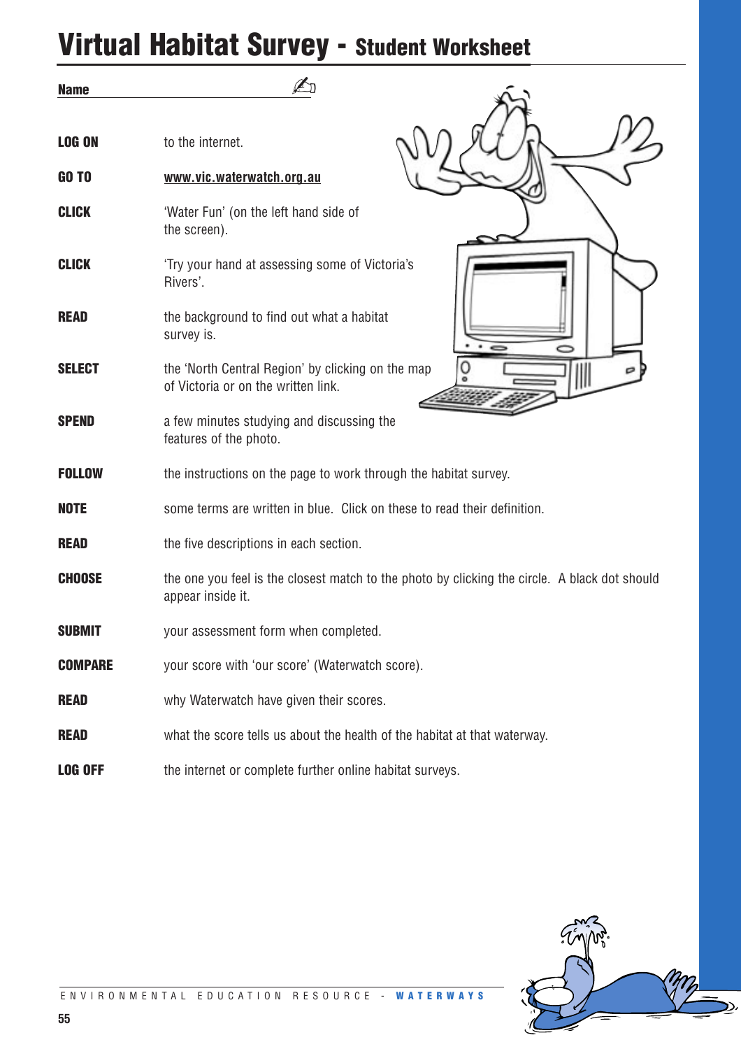# Virtual Habitat Survey - Student Worksheet

**Name** ________________________

| | |
|---|---|
| **LOG ON** | to the internet. |
| **GO TO** | www.vic.waterwatch.org.au |
| **CLICK** | 'Water Fun' (on the left hand side of the screen). |
| **CLICK** | 'Try your hand at assessing some of Victoria's Rivers'. |
| **READ** | the background to find out what a habitat survey is. |
| **SELECT** | the 'North Central Region' by clicking on the map of Victoria or on the written link. |
| **SPEND** | a few minutes studying and discussing the features of the photo. |
| **FOLLOW** | the instructions on the page to work through the habitat survey. |
| **NOTE** | some terms are written in blue. Click on these to read their definition. |
| **READ** | the five descriptions in each section. |
| **CHOOSE** | the one you feel is the closest match to the photo by clicking the circle. A black dot should appear inside it. |
| **SUBMIT** | your assessment form when completed. |
| **COMPARE** | your score with 'our score' (Waterwatch score). |
| **READ** | why Waterwatch have given their scores. |
| **READ** | what the score tells us about the health of the habitat at that waterway. |
| **LOG OFF** | the internet or complete further online habitat surveys. |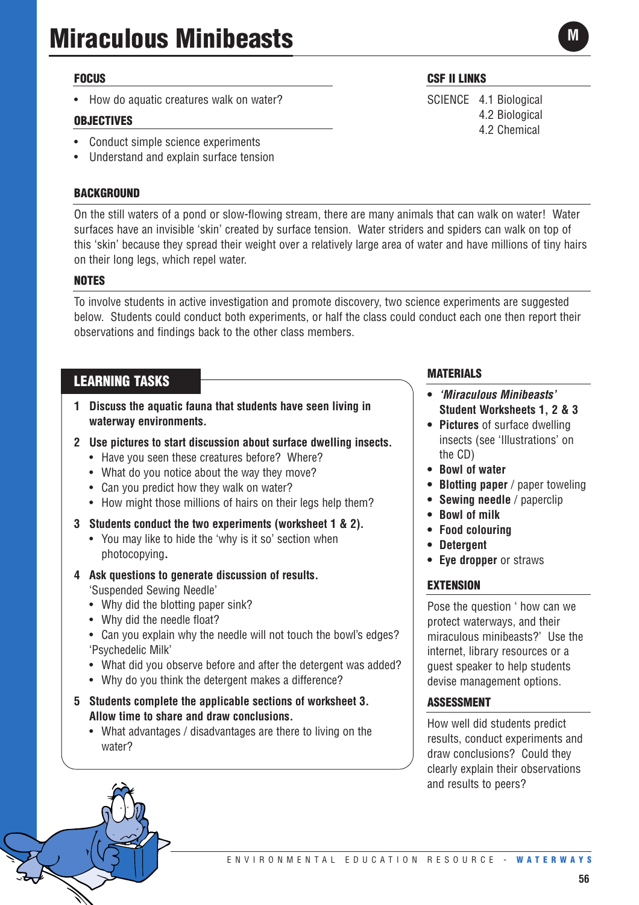# Miraculous Minibeasts

M

## FOCUS

- How do aquatic creatures walk on water?

## OBJECTIVES

- Conduct simple science experiments
- Understand and explain surface tension

## CSF II LINKS

SCIENCE 4.1 Biological
4.2 Biological
4.2 Chemical

## BACKGROUND

On the still waters of a pond or slow-flowing stream, there are many animals that can walk on water! Water surfaces have an invisible 'skin' created by surface tension. Water striders and spiders can walk on top of this 'skin' because they spread their weight over a relatively large area of water and have millions of tiny hairs on their long legs, which repel water.

## NOTES

To involve students in active investigation and promote discovery, two science experiments are suggested below. Students could conduct both experiments, or half the class could conduct each one then report their observations and findings back to the other class members.

## LEARNING TASKS

1. **Discuss the aquatic fauna that students have seen living in waterway environments.**
2. **Use pictures to start discussion about surface dwelling insects.**
   - Have you seen these creatures before? Where?
   - What do you notice about the way they move?
   - Can you predict how they walk on water?
   - How might those millions of hairs on their legs help them?
3. **Students conduct the two experiments (worksheet 1 & 2).**
   - You may like to hide the 'why is it so' section when photocopying.
4. **Ask questions to generate discussion of results.**
   'Suspended Sewing Needle'
   - Why did the blotting paper sink?
   - Why did the needle float?
   - Can you explain why the needle will not touch the bowl's edges?

   'Psychedelic Milk'
   - What did you observe before and after the detergent was added?
   - Why do you think the detergent makes a difference?
5. **Students complete the applicable sections of worksheet 3. Allow time to share and draw conclusions.**
   - What advantages / disadvantages are there to living on the water?

## MATERIALS

- ***'Miraculous Minibeasts'* Student Worksheets 1, 2 & 3**
- **Pictures** of surface dwelling insects (see 'Illustrations' on the CD)
- **Bowl of water**
- **Blotting paper** / paper toweling
- **Sewing needle** / paperclip
- **Bowl of milk**
- **Food colouring**
- **Detergent**
- **Eye dropper** or straws

## EXTENSION

Pose the question ' how can we protect waterways, and their miraculous minibeasts?' Use the internet, library resources or a guest speaker to help students devise management options.

## ASSESSMENT

How well did students predict results, conduct experiments and draw conclusions? Could they clearly explain their observations and results to peers?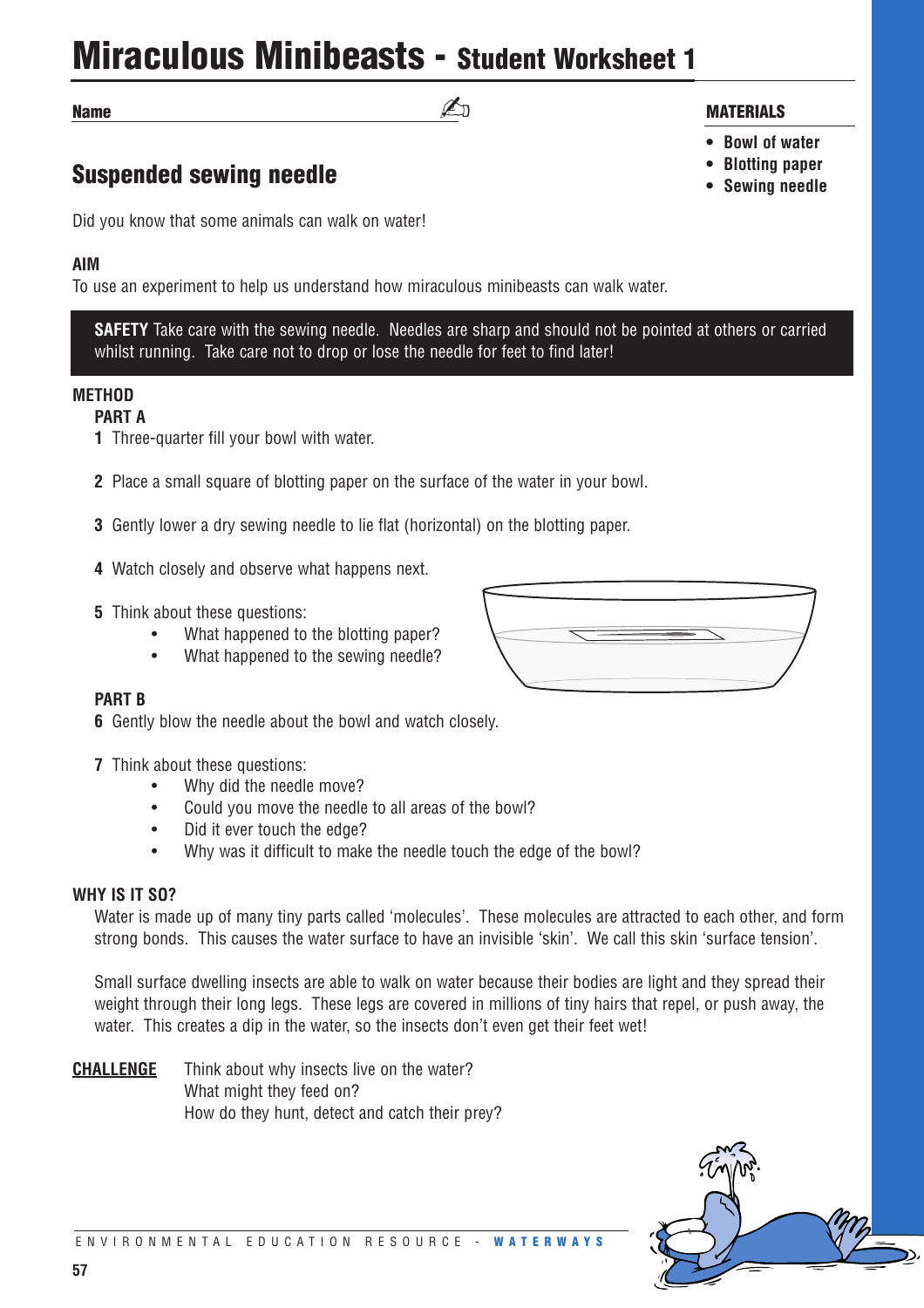# Miraculous Minibeasts - Student Worksheet 1

**Name** ______________________

**MATERIALS**

- **Bowl of water**
- **Blotting paper**
- **Sewing needle**

## Suspended sewing needle

Did you know that some animals can walk on water!

**AIM**

To use an experiment to help us understand how miraculous minibeasts can walk water.

**SAFETY** Take care with the sewing needle. Needles are sharp and should not be pointed at others or carried whilst running. Take care not to drop or lose the needle for feet to find later!

**METHOD**

**PART A**

1. Three-quarter fill your bowl with water.
2. Place a small square of blotting paper on the surface of the water in your bowl.
3. Gently lower a dry sewing needle to lie flat (horizontal) on the blotting paper.
4. Watch closely and observe what happens next.
5. Think about these questions:
   - What happened to the blotting paper?
   - What happened to the sewing needle?

**PART B**

6. Gently blow the needle about the bowl and watch closely.
7. Think about these questions:
   - Why did the needle move?
   - Could you move the needle to all areas of the bowl?
   - Did it ever touch the edge?
   - Why was it difficult to make the needle touch the edge of the bowl?

**WHY IS IT SO?**

Water is made up of many tiny parts called 'molecules'. These molecules are attracted to each other, and form strong bonds. This causes the water surface to have an invisible 'skin'. We call this skin 'surface tension'.

Small surface dwelling insects are able to walk on water because their bodies are light and they spread their weight through their long legs. These legs are covered in millions of tiny hairs that repel, or push away, the water. This creates a dip in the water, so the insects don't even get their feet wet!

**CHALLENGE** Think about why insects live on the water?
What might they feed on?
How do they hunt, detect and catch their prey?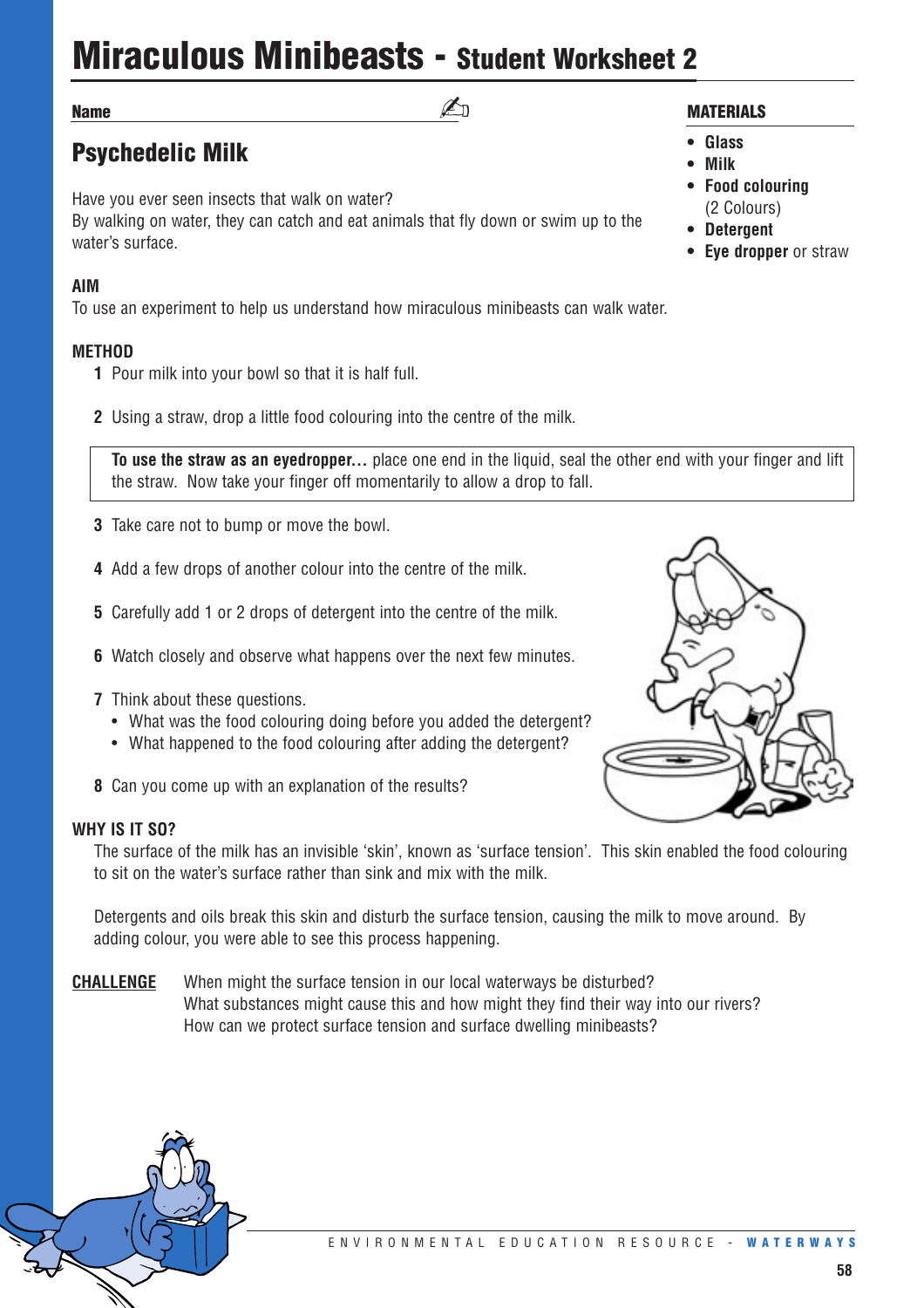# Miraculous Minibeasts - Student Worksheet 2

**Name** ________________________

## Psychedelic Milk

Have you ever seen insects that walk on water?
By walking on water, they can catch and eat animals that fly down or swim up to the water's surface.

**MATERIALS**

- **Glass**
- **Milk**
- **Food colouring** (2 Colours)
- **Detergent**
- **Eye dropper** or straw

**AIM**
To use an experiment to help us understand how miraculous minibeasts can walk water.

**METHOD**

1. Pour milk into your bowl so that it is half full.
2. Using a straw, drop a little food colouring into the centre of the milk.

> **To use the straw as an eyedropper...** place one end in the liquid, seal the other end with your finger and lift the straw. Now take your finger off momentarily to allow a drop to fall.

3. Take care not to bump or move the bowl.
4. Add a few drops of another colour into the centre of the milk.
5. Carefully add 1 or 2 drops of detergent into the centre of the milk.
6. Watch closely and observe what happens over the next few minutes.
7. Think about these questions.
   - What was the food colouring doing before you added the detergent?
   - What happened to the food colouring after adding the detergent?
8. Can you come up with an explanation of the results?

**WHY IS IT SO?**

The surface of the milk has an invisible 'skin', known as 'surface tension'. This skin enabled the food colouring to sit on the water's surface rather than sink and mix with the milk.

Detergents and oils break this skin and disturb the surface tension, causing the milk to move around. By adding colour, you were able to see this process happening.

**CHALLENGE** When might the surface tension in our local waterways be disturbed?
What substances might cause this and how might they find their way into our rivers?
How can we protect surface tension and surface dwelling minibeasts?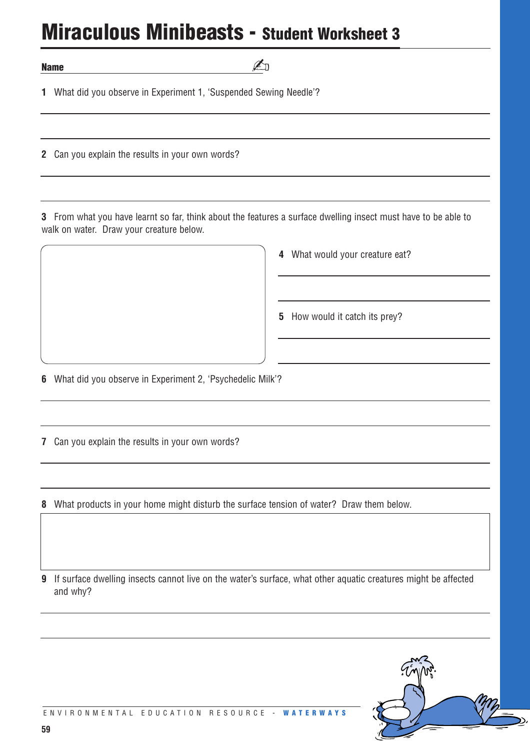# Miraculous Minibeasts - Student Worksheet 3

**Name** ____________________

1 What did you observe in Experiment 1, 'Suspended Sewing Needle'?

2 Can you explain the results in your own words?

3 From what you have learnt so far, think about the features a surface dwelling insect must have to be able to walk on water. Draw your creature below.

4 What would your creature eat?

5 How would it catch its prey?

6 What did you observe in Experiment 2, 'Psychedelic Milk'?

7 Can you explain the results in your own words?

8 What products in your home might disturb the surface tension of water? Draw them below.

9 If surface dwelling insects cannot live on the water's surface, what other aquatic creatures might be affected and why?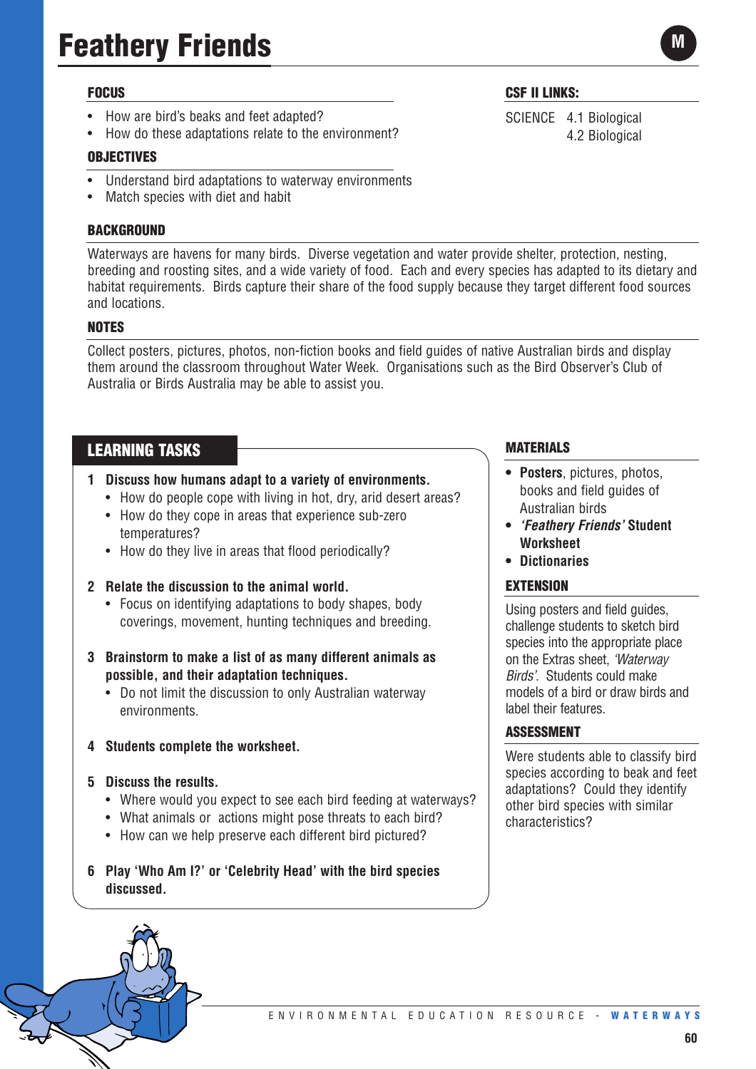# Feathery Friends

M

## FOCUS

- How are bird's beaks and feet adapted?
- How do these adaptations relate to the environment?

## OBJECTIVES

- Understand bird adaptations to waterway environments
- Match species with diet and habit

## CSF II LINKS:

SCIENCE 4.1 Biological
4.2 Biological

## BACKGROUND

Waterways are havens for many birds. Diverse vegetation and water provide shelter, protection, nesting, breeding and roosting sites, and a wide variety of food. Each and every species has adapted to its dietary and habitat requirements. Birds capture their share of the food supply because they target different food sources and locations.

## NOTES

Collect posters, pictures, photos, non-fiction books and field guides of native Australian birds and display them around the classroom throughout Water Week. Organisations such as the Bird Observer's Club of Australia or Birds Australia may be able to assist you.

## LEARNING TASKS

1. **Discuss how humans adapt to a variety of environments.**
   - How do people cope with living in hot, dry, arid desert areas?
   - How do they cope in areas that experience sub-zero temperatures?
   - How do they live in areas that flood periodically?

2. **Relate the discussion to the animal world.**
   - Focus on identifying adaptations to body shapes, body coverings, movement, hunting techniques and breeding.

3. **Brainstorm to make a list of as many different animals as possible, and their adaptation techniques.**
   - Do not limit the discussion to only Australian waterway environments.

4. **Students complete the worksheet.**

5. **Discuss the results.**
   - Where would you expect to see each bird feeding at waterways?
   - What animals or actions might pose threats to each bird?
   - How can we help preserve each different bird pictured?

6. **Play 'Who Am I?' or 'Celebrity Head' with the bird species discussed.**

## MATERIALS

- **Posters**, pictures, photos, books and field guides of Australian birds
- ***'Feathery Friends'* Student Worksheet**
- **Dictionaries**

## EXTENSION

Using posters and field guides, challenge students to sketch bird species into the appropriate place on the Extras sheet, *'Waterway Birds'*. Students could make models of a bird or draw birds and label their features.

## ASSESSMENT

Were students able to classify bird species according to beak and feet adaptations? Could they identify other bird species with similar characteristics?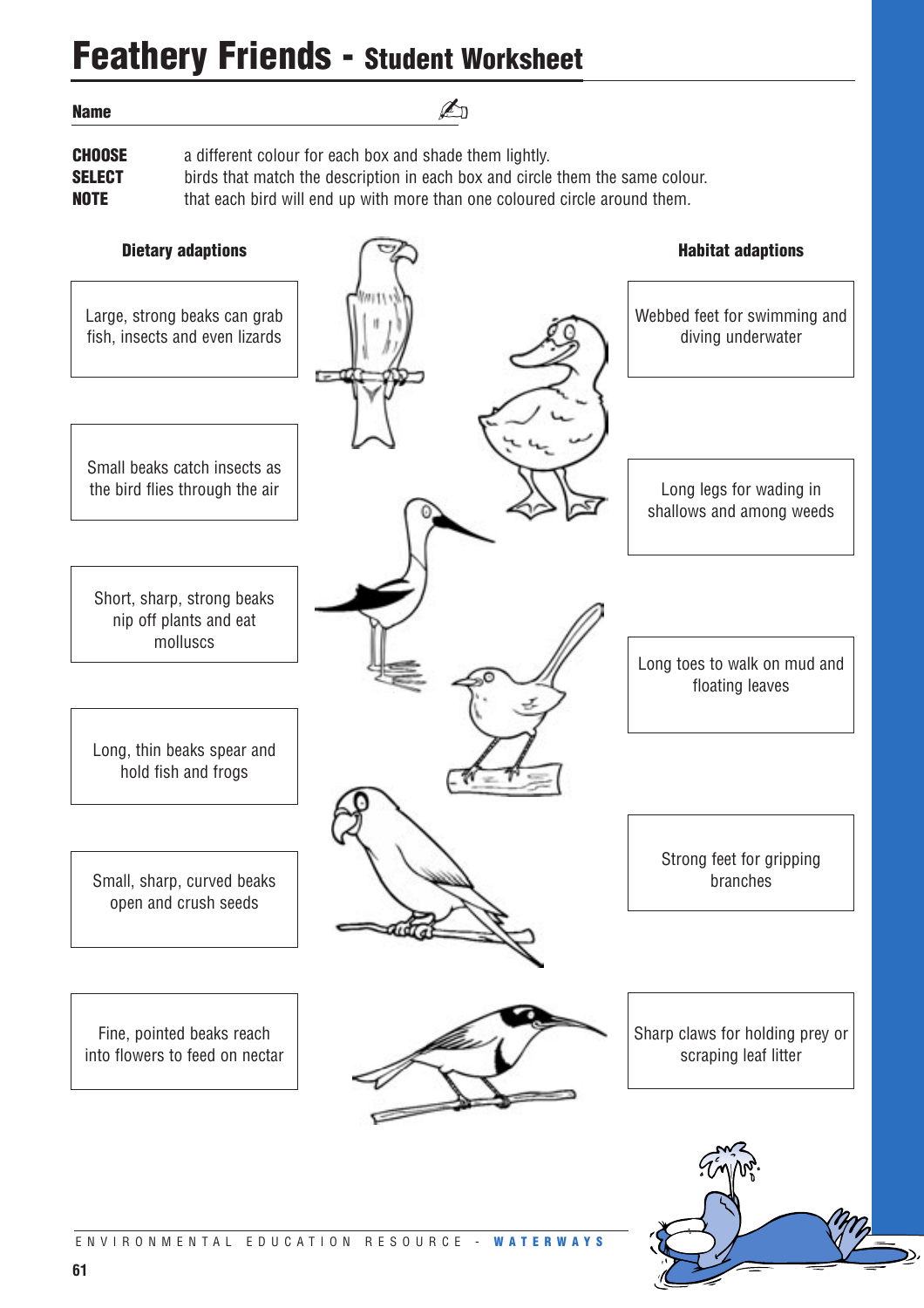# Feathery Friends - Student Worksheet

**Name** ______________________________

**CHOOSE** a different colour for each box and shade them lightly.
**SELECT** birds that match the description in each box and circle them the same colour.
**NOTE** that each bird will end up with more than one coloured circle around them.

### Dietary adaptions

- Large, strong beaks can grab fish, insects and even lizards
- Small beaks catch insects as the bird flies through the air
- Short, sharp, strong beaks nip off plants and eat molluscs
- Long, thin beaks spear and hold fish and frogs
- Small, sharp, curved beaks open and crush seeds
- Fine, pointed beaks reach into flowers to feed on nectar

### Habitat adaptions

- Webbed feet for swimming and diving underwater
- Long legs for wading in shallows and among weeds
- Long toes to walk on mud and floating leaves
- Strong feet for gripping branches
- Sharp claws for holding prey or scraping leaf litter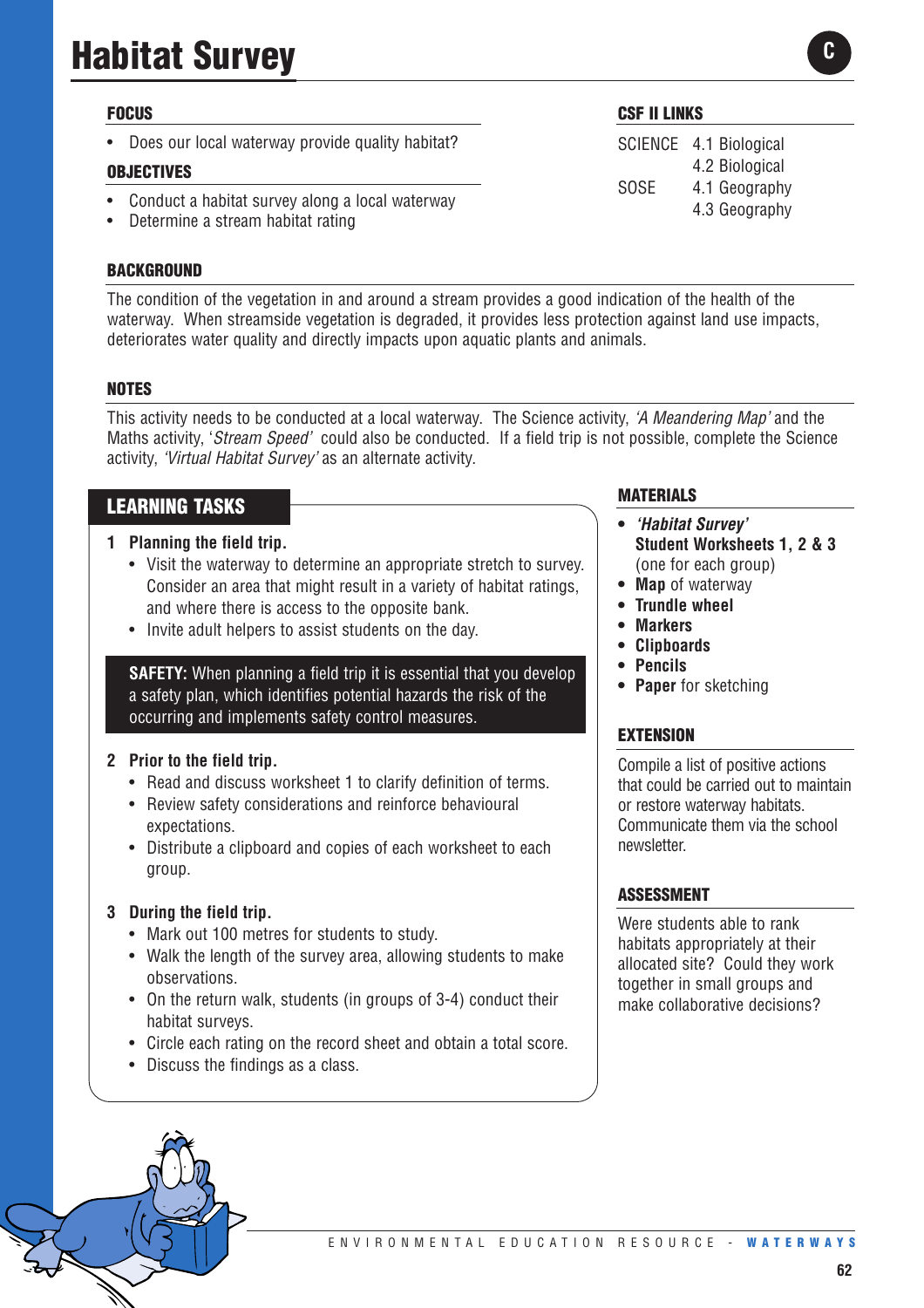# Habitat Survey

C

## FOCUS

- Does our local waterway provide quality habitat?

## OBJECTIVES

- Conduct a habitat survey along a local waterway
- Determine a stream habitat rating

## CSF II LINKS

| | |
|---|---|
| SCIENCE | 4.1 Biological |
| | 4.2 Biological |
| SOSE | 4.1 Geography |
| | 4.3 Geography |

## BACKGROUND

The condition of the vegetation in and around a stream provides a good indication of the health of the waterway. When streamside vegetation is degraded, it provides less protection against land use impacts, deteriorates water quality and directly impacts upon aquatic plants and animals.

## NOTES

This activity needs to be conducted at a local waterway. The Science activity, *'A Meandering Map'* and the Maths activity, '*Stream Speed*' could also be conducted. If a field trip is not possible, complete the Science activity, *'Virtual Habitat Survey'* as an alternate activity.

## LEARNING TASKS

**1 Planning the field trip.**

- Visit the waterway to determine an appropriate stretch to survey. Consider an area that might result in a variety of habitat ratings, and where there is access to the opposite bank.
- Invite adult helpers to assist students on the day.

**SAFETY:** When planning a field trip it is essential that you develop a safety plan, which identifies potential hazards the risk of the occurring and implements safety control measures.

**2 Prior to the field trip.**

- Read and discuss worksheet 1 to clarify definition of terms.
- Review safety considerations and reinforce behavioural expectations.
- Distribute a clipboard and copies of each worksheet to each group.

**3 During the field trip.**

- Mark out 100 metres for students to study.
- Walk the length of the survey area, allowing students to make observations.
- On the return walk, students (in groups of 3-4) conduct their habitat surveys.
- Circle each rating on the record sheet and obtain a total score.
- Discuss the findings as a class.

## MATERIALS

- ***'Habitat Survey'* Student Worksheets 1, 2 & 3** (one for each group)
- **Map** of waterway
- **Trundle wheel**
- **Markers**
- **Clipboards**
- **Pencils**
- **Paper** for sketching

## EXTENSION

Compile a list of positive actions that could be carried out to maintain or restore waterway habitats. Communicate them via the school newsletter.

## ASSESSMENT

Were students able to rank habitats appropriately at their allocated site? Could they work together in small groups and make collaborative decisions?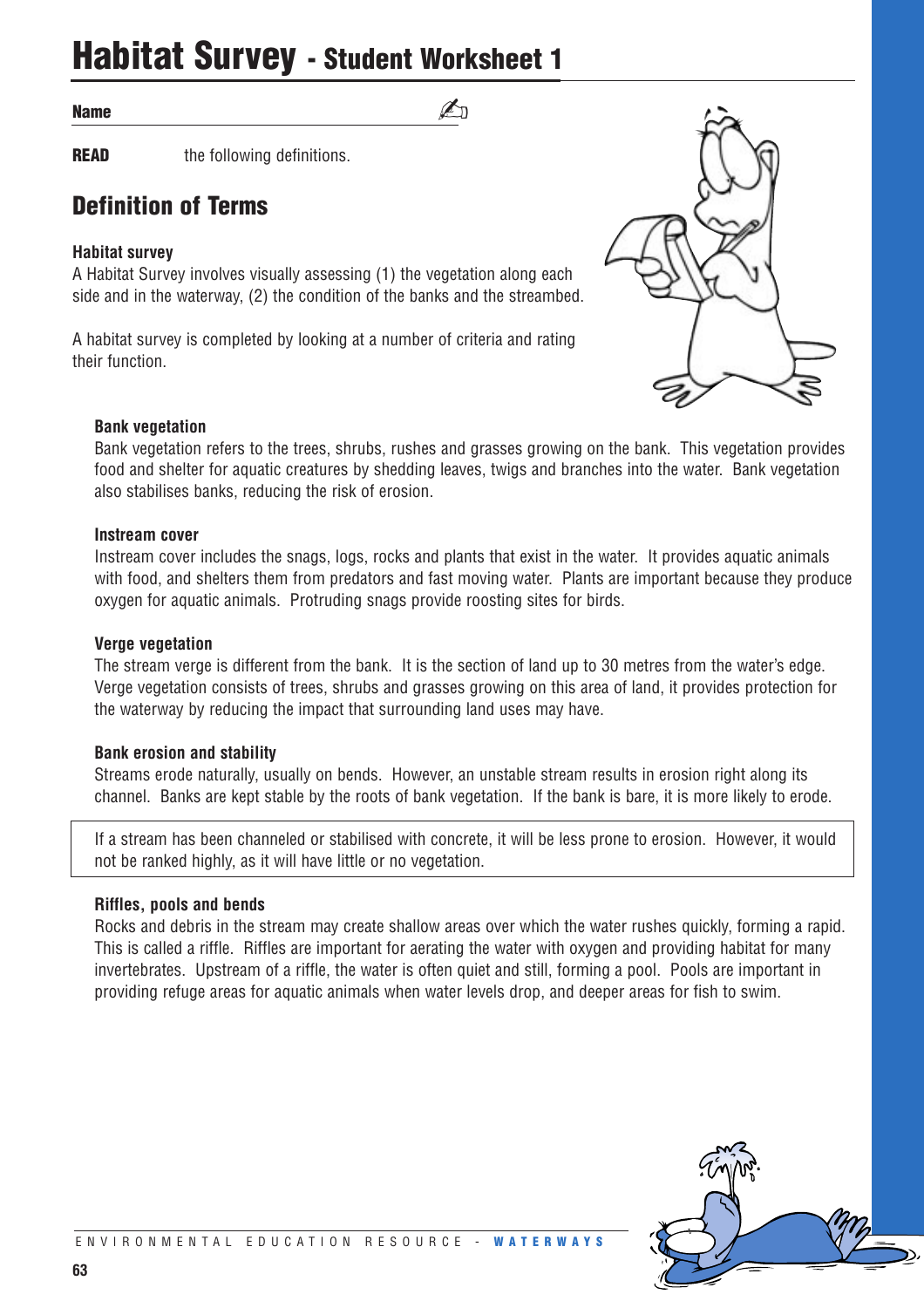# Habitat Survey - Student Worksheet 1

**Name** ______________________________

**READ** the following definitions.

## Definition of Terms

### Habitat survey

A Habitat Survey involves visually assessing (1) the vegetation along each side and in the waterway, (2) the condition of the banks and the streambed.

A habitat survey is completed by looking at a number of criteria and rating their function.

#### Bank vegetation

Bank vegetation refers to the trees, shrubs, rushes and grasses growing on the bank. This vegetation provides food and shelter for aquatic creatures by shedding leaves, twigs and branches into the water. Bank vegetation also stabilises banks, reducing the risk of erosion.

#### Instream cover

Instream cover includes the snags, logs, rocks and plants that exist in the water. It provides aquatic animals with food, and shelters them from predators and fast moving water. Plants are important because they produce oxygen for aquatic animals. Protruding snags provide roosting sites for birds.

#### Verge vegetation

The stream verge is different from the bank. It is the section of land up to 30 metres from the water's edge. Verge vegetation consists of trees, shrubs and grasses growing on this area of land, it provides protection for the waterway by reducing the impact that surrounding land uses may have.

#### Bank erosion and stability

Streams erode naturally, usually on bends. However, an unstable stream results in erosion right along its channel. Banks are kept stable by the roots of bank vegetation. If the bank is bare, it is more likely to erode.

> If a stream has been channeled or stabilised with concrete, it will be less prone to erosion. However, it would not be ranked highly, as it will have little or no vegetation.

#### Riffles, pools and bends

Rocks and debris in the stream may create shallow areas over which the water rushes quickly, forming a rapid. This is called a riffle. Riffles are important for aerating the water with oxygen and providing habitat for many invertebrates. Upstream of a riffle, the water is often quiet and still, forming a pool. Pools are important in providing refuge areas for aquatic animals when water levels drop, and deeper areas for fish to swim.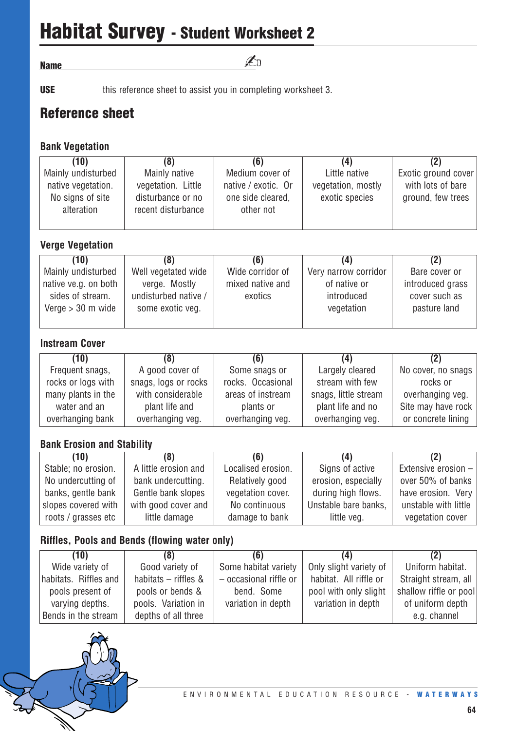# Habitat Survey - Student Worksheet 2

**Name** ______________________________

**USE** this reference sheet to assist you in completing worksheet 3.

## Reference sheet

### Bank Vegetation

| (10) | (8) | (6) | (4) | (2) |
|---|---|---|---|---|
| Mainly undisturbed native vegetation. No signs of site alteration | Mainly native vegetation. Little disturbance or no recent disturbance | Medium cover of native / exotic. Or one side cleared, other not | Little native vegetation, mostly exotic species | Exotic ground cover with lots of bare ground, few trees |

### Verge Vegetation

| (10) | (8) | (6) | (4) | (2) |
|---|---|---|---|---|
| Mainly undisturbed native ve.g. on both sides of stream. Verge > 30 m wide | Well vegetated wide verge. Mostly undisturbed native / some exotic veg. | Wide corridor of mixed native and exotics | Very narrow corridor of native or introduced vegetation | Bare cover or introduced grass cover such as pasture land |

### Instream Cover

| (10) | (8) | (6) | (4) | (2) |
|---|---|---|---|---|
| Frequent snags, rocks or logs with many plants in the water and an overhanging bank | A good cover of snags, logs or rocks with considerable plant life and overhanging veg. | Some snags or rocks. Occasional areas of instream plants or overhanging veg. | Largely cleared stream with few snags, little stream plant life and no overhanging veg. | No cover, no snags rocks or overhanging veg. Site may have rock or concrete lining |

### Bank Erosion and Stability

| (10) | (8) | (6) | (4) | (2) |
|---|---|---|---|---|
| Stable; no erosion. No undercutting of banks, gentle bank slopes covered with roots / grasses etc | A little erosion and bank undercutting. Gentle bank slopes with good cover and little damage | Localised erosion. Relatively good vegetation cover. No continuous damage to bank | Signs of active erosion, especially during high flows. Unstable bare banks, little veg. | Extensive erosion – over 50% of banks have erosion. Very unstable with little vegetation cover |

### Riffles, Pools and Bends (flowing water only)

| (10) | (8) | (6) | (4) | (2) |
|---|---|---|---|---|
| Wide variety of habitats. Riffles and pools present of varying depths. Bends in the stream | Good variety of habitats – riffles & pools or bends & pools. Variation in depths of all three | Some habitat variety – occasional riffle or bend. Some variation in depth | Only slight variety of habitat. All riffle or pool with only slight variation in depth | Uniform habitat. Straight stream, all shallow riffle or pool of uniform depth e.g. channel |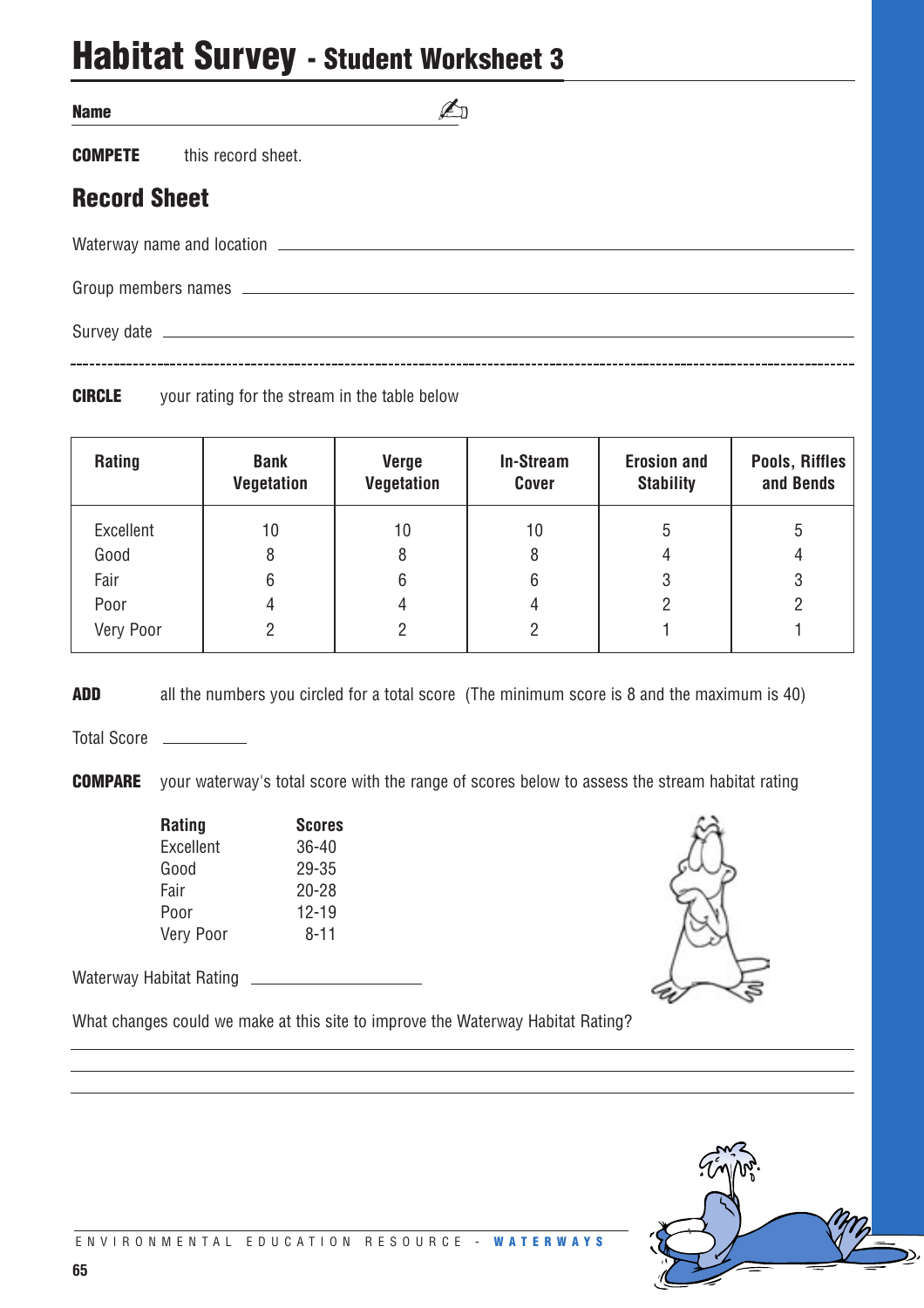# Habitat Survey - Student Worksheet 3

**Name** ______________________

**COMPETE** this record sheet.

## Record Sheet

Waterway name and location ______________________

Group members names ______________________

Survey date ______________________

---

**CIRCLE** your rating for the stream in the table below

| Rating | Bank Vegetation | Verge Vegetation | In-Stream Cover | Erosion and Stability | Pools, Riffles and Bends |
|---|---|---|---|---|---|
| Excellent | 10 | 10 | 10 | 5 | 5 |
| Good | 8 | 8 | 8 | 4 | 4 |
| Fair | 6 | 6 | 6 | 3 | 3 |
| Poor | 4 | 4 | 4 | 2 | 2 |
| Very Poor | 2 | 2 | 2 | 1 | 1 |

**ADD** all the numbers you circled for a total score (The minimum score is 8 and the maximum is 40)

Total Score ____________

**COMPARE** your waterway's total score with the range of scores below to assess the stream habitat rating

| Rating | Scores |
|---|---|
| Excellent | 36-40 |
| Good | 29-35 |
| Fair | 20-28 |
| Poor | 12-19 |
| Very Poor | 8-11 |

Waterway Habitat Rating ______________________

What changes could we make at this site to improve the Waterway Habitat Rating?

______________________

______________________

______________________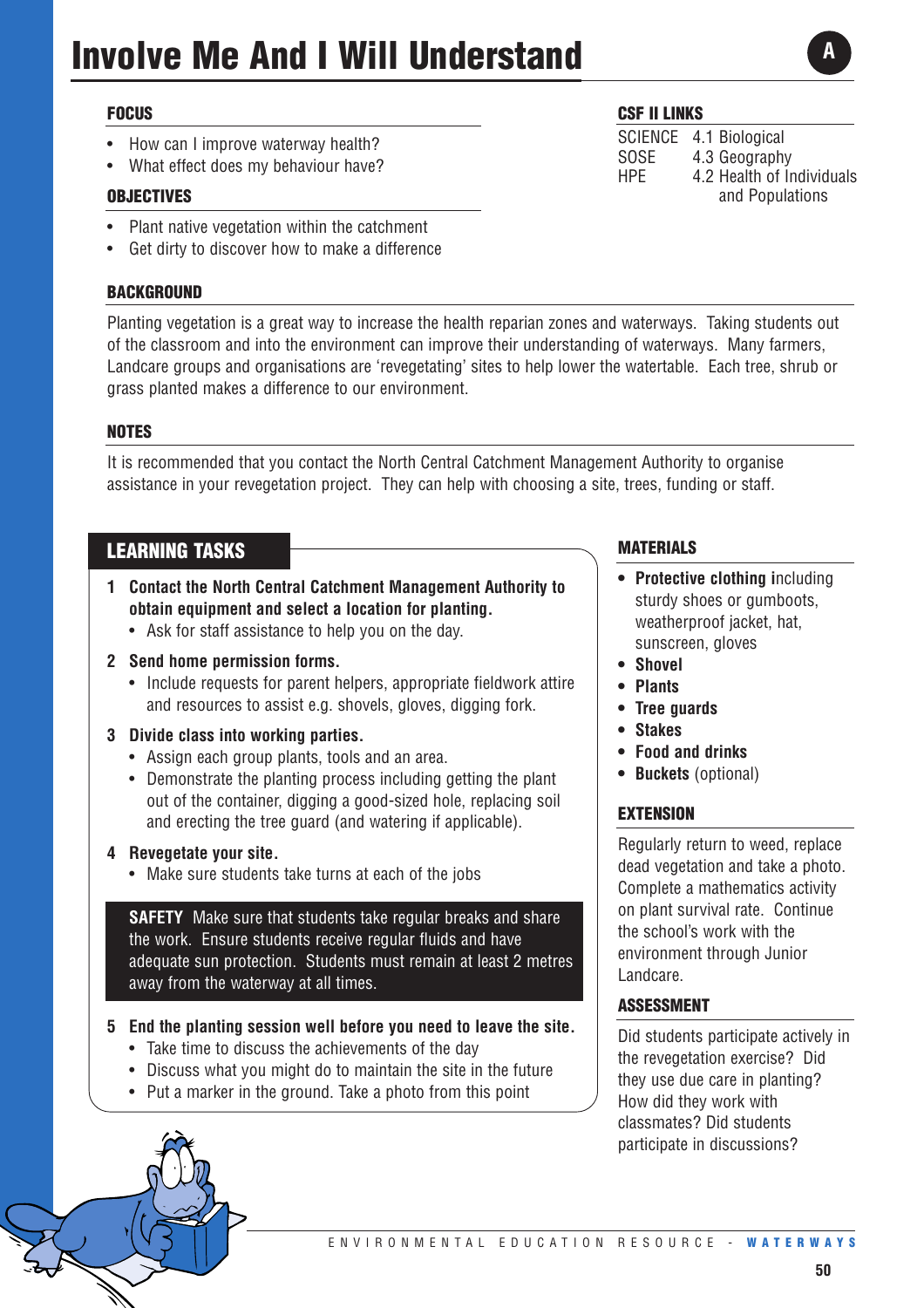# Involve Me And I Will Understand

A

## FOCUS

- How can I improve waterway health?
- What effect does my behaviour have?

## OBJECTIVES

- Plant native vegetation within the catchment
- Get dirty to discover how to make a difference

## CSF II LINKS

| | |
|---|---|
| SCIENCE | 4.1 Biological |
| SOSE | 4.3 Geography |
| HPE | 4.2 Health of Individuals and Populations |

## BACKGROUND

Planting vegetation is a great way to increase the health reparian zones and waterways. Taking students out of the classroom and into the environment can improve their understanding of waterways. Many farmers, Landcare groups and organisations are 'revegetating' sites to help lower the watertable. Each tree, shrub or grass planted makes a difference to our environment.

## NOTES

It is recommended that you contact the North Central Catchment Management Authority to organise assistance in your revegetation project. They can help with choosing a site, trees, funding or staff.

## LEARNING TASKS

1. **Contact the North Central Catchment Management Authority to obtain equipment and select a location for planting.**
   - Ask for staff assistance to help you on the day.
2. **Send home permission forms.**
   - Include requests for parent helpers, appropriate fieldwork attire and resources to assist e.g. shovels, gloves, digging fork.
3. **Divide class into working parties.**
   - Assign each group plants, tools and an area.
   - Demonstrate the planting process including getting the plant out of the container, digging a good-sized hole, replacing soil and erecting the tree guard (and watering if applicable).
4. **Revegetate your site.**
   - Make sure students take turns at each of the jobs

**SAFETY** Make sure that students take regular breaks and share the work. Ensure students receive regular fluids and have adequate sun protection. Students must remain at least 2 metres away from the waterway at all times.

5. **End the planting session well before you need to leave the site.**
   - Take time to discuss the achievements of the day
   - Discuss what you might do to maintain the site in the future
   - Put a marker in the ground. Take a photo from this point

## MATERIALS

- **Protective clothing i**ncluding sturdy shoes or gumboots, weatherproof jacket, hat, sunscreen, gloves
- **Shovel**
- **Plants**
- **Tree guards**
- **Stakes**
- **Food and drinks**
- **Buckets** (optional)

## EXTENSION

Regularly return to weed, replace dead vegetation and take a photo. Complete a mathematics activity on plant survival rate. Continue the school's work with the environment through Junior Landcare.

## ASSESSMENT

Did students participate actively in the revegetation exercise? Did they use due care in planting? How did they work with classmates? Did students participate in discussions?